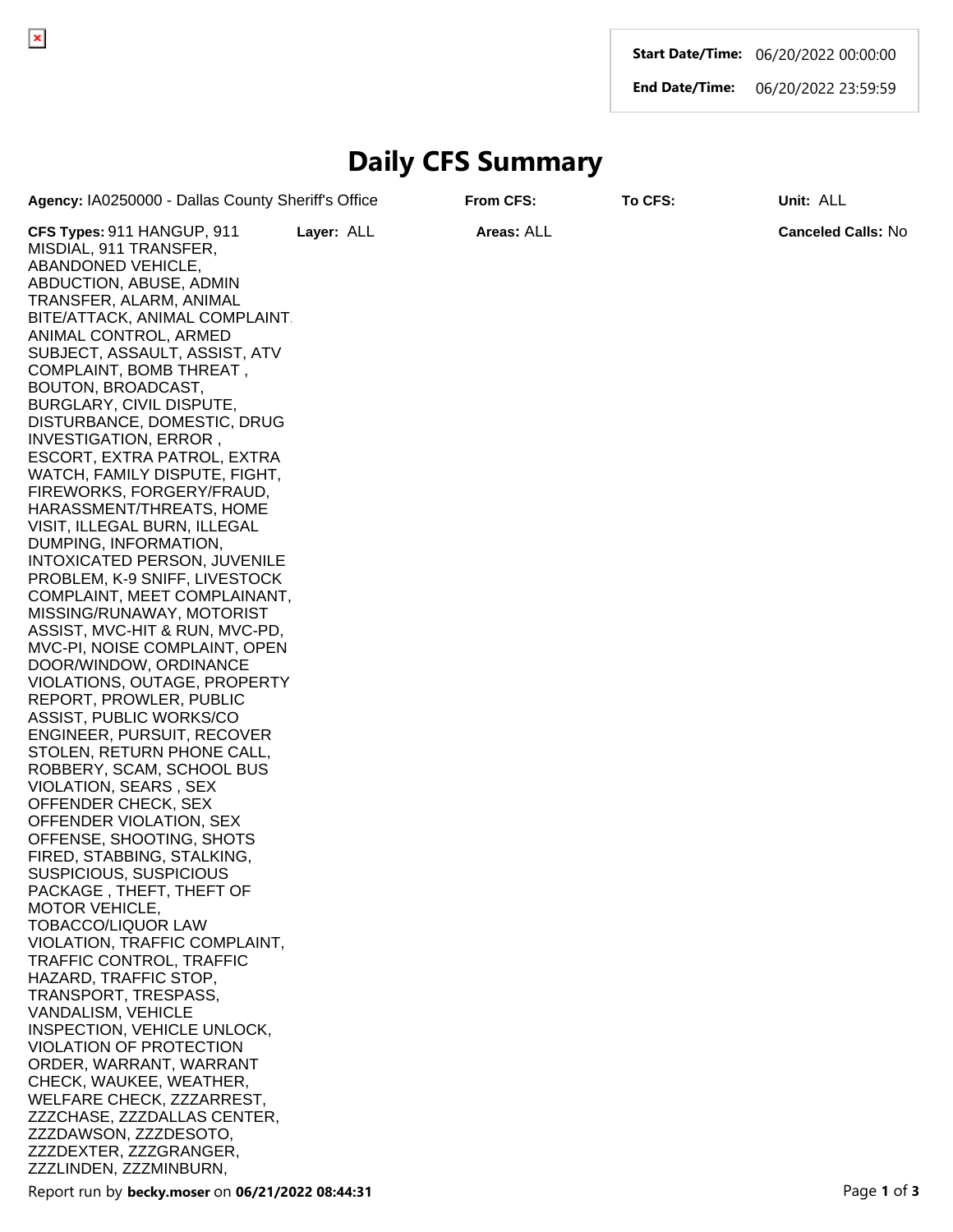| | |
|---|---|
| **Start Date/Time:** | 06/20/2022 00:00:00 |
| **End Date/Time:** | 06/20/2022 23:59:59 |

# Daily CFS Summary

**Agency:** IA0250000 - Dallas County Sheriff's Office **From CFS:** **To CFS:** **Unit:** ALL

**CFS Types:** 911 HANGUP, 911 MISDIAL, 911 TRANSFER, ABANDONED VEHICLE, ABDUCTION, ABUSE, ADMIN TRANSFER, ALARM, ANIMAL BITE/ATTACK, ANIMAL COMPLAINT, ANIMAL CONTROL, ARMED SUBJECT, ASSAULT, ASSIST, ATV COMPLAINT, BOMB THREAT , BOUTON, BROADCAST, BURGLARY, CIVIL DISPUTE, DISTURBANCE, DOMESTIC, DRUG INVESTIGATION, ERROR , ESCORT, EXTRA PATROL, EXTRA WATCH, FAMILY DISPUTE, FIGHT, FIREWORKS, FORGERY/FRAUD, HARASSMENT/THREATS, HOME VISIT, ILLEGAL BURN, ILLEGAL DUMPING, INFORMATION, INTOXICATED PERSON, JUVENILE PROBLEM, K-9 SNIFF, LIVESTOCK COMPLAINT, MEET COMPLAINANT, MISSING/RUNAWAY, MOTORIST ASSIST, MVC-HIT & RUN, MVC-PD, MVC-PI, NOISE COMPLAINT, OPEN DOOR/WINDOW, ORDINANCE VIOLATIONS, OUTAGE, PROPERTY REPORT, PROWLER, PUBLIC ASSIST, PUBLIC WORKS/CO ENGINEER, PURSUIT, RECOVER STOLEN, RETURN PHONE CALL, ROBBERY, SCAM, SCHOOL BUS VIOLATION, SEARS , SEX OFFENDER CHECK, SEX OFFENDER VIOLATION, SEX OFFENSE, SHOOTING, SHOTS FIRED, STABBING, STALKING, SUSPICIOUS, SUSPICIOUS PACKAGE , THEFT, THEFT OF MOTOR VEHICLE, TOBACCO/LIQUOR LAW VIOLATION, TRAFFIC COMPLAINT, TRAFFIC CONTROL, TRAFFIC HAZARD, TRAFFIC STOP, TRANSPORT, TRESPASS, VANDALISM, VEHICLE INSPECTION, VEHICLE UNLOCK, VIOLATION OF PROTECTION ORDER, WARRANT, WARRANT CHECK, WAUKEE, WEATHER, WELFARE CHECK, ZZZARREST, ZZZCHASE, ZZZDALLAS CENTER, ZZZDAWSON, ZZZDESOTO, ZZZDEXTER, ZZZGRANGER, ZZZLINDEN, ZZZMINBURN,

**Layer:** ALL **Areas:** ALL **Canceled Calls:** No

Report run by **becky.moser** on **06/21/2022 08:44:31**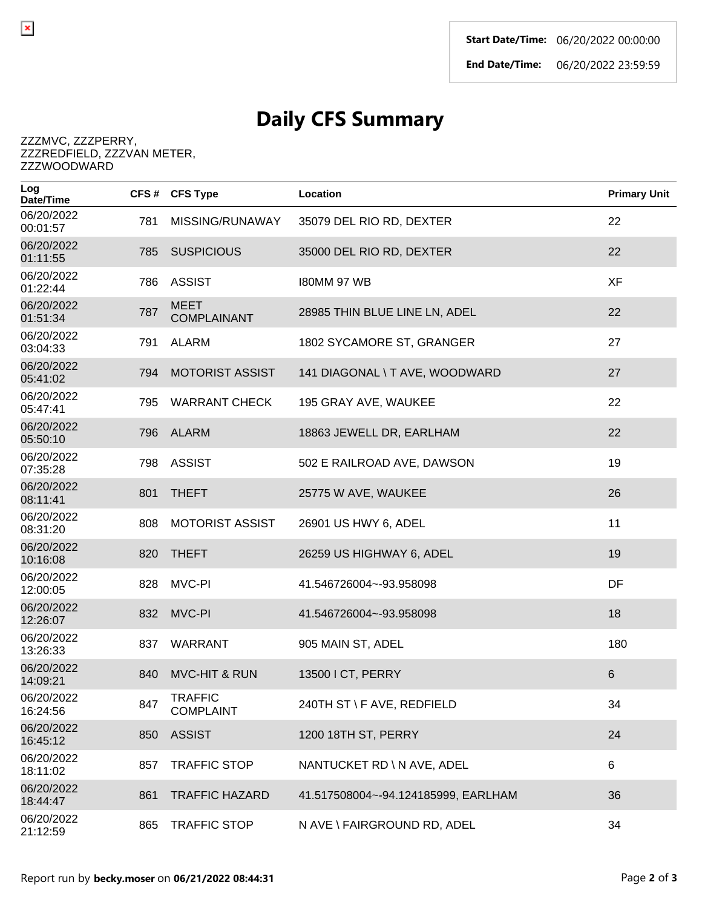| Start Date/Time: | 06/20/2022 00:00:00 |
| --- | --- |
| End Date/Time: | 06/20/2022 23:59:59 |

# Daily CFS Summary

ZZZMVC, ZZZPERRY,
ZZZREDFIELD, ZZZVAN METER,
ZZZWOODWARD

| Log Date/Time | CFS # | CFS Type | Location | Primary Unit |
| --- | --- | --- | --- | --- |
| 06/20/2022 00:01:57 | 781 | MISSING/RUNAWAY | 35079 DEL RIO RD, DEXTER | 22 |
| 06/20/2022 01:11:55 | 785 | SUSPICIOUS | 35000 DEL RIO RD, DEXTER | 22 |
| 06/20/2022 01:22:44 | 786 | ASSIST | I80MM 97 WB | XF |
| 06/20/2022 01:51:34 | 787 | MEET COMPLAINANT | 28985 THIN BLUE LINE LN, ADEL | 22 |
| 06/20/2022 03:04:33 | 791 | ALARM | 1802 SYCAMORE ST, GRANGER | 27 |
| 06/20/2022 05:41:02 | 794 | MOTORIST ASSIST | 141 DIAGONAL \ T AVE, WOODWARD | 27 |
| 06/20/2022 05:47:41 | 795 | WARRANT CHECK | 195 GRAY AVE, WAUKEE | 22 |
| 06/20/2022 05:50:10 | 796 | ALARM | 18863 JEWELL DR, EARLHAM | 22 |
| 06/20/2022 07:35:28 | 798 | ASSIST | 502 E RAILROAD AVE, DAWSON | 19 |
| 06/20/2022 08:11:41 | 801 | THEFT | 25775 W AVE, WAUKEE | 26 |
| 06/20/2022 08:31:20 | 808 | MOTORIST ASSIST | 26901 US HWY 6, ADEL | 11 |
| 06/20/2022 10:16:08 | 820 | THEFT | 26259 US HIGHWAY 6, ADEL | 19 |
| 06/20/2022 12:00:05 | 828 | MVC-PI | 41.546726004~-93.958098 | DF |
| 06/20/2022 12:26:07 | 832 | MVC-PI | 41.546726004~-93.958098 | 18 |
| 06/20/2022 13:26:33 | 837 | WARRANT | 905 MAIN ST, ADEL | 180 |
| 06/20/2022 14:09:21 | 840 | MVC-HIT & RUN | 13500 I CT, PERRY | 6 |
| 06/20/2022 16:24:56 | 847 | TRAFFIC COMPLAINT | 240TH ST \ F AVE, REDFIELD | 34 |
| 06/20/2022 16:45:12 | 850 | ASSIST | 1200 18TH ST, PERRY | 24 |
| 06/20/2022 18:11:02 | 857 | TRAFFIC STOP | NANTUCKET RD \ N AVE, ADEL | 6 |
| 06/20/2022 18:44:47 | 861 | TRAFFIC HAZARD | 41.517508004~-94.124185999, EARLHAM | 36 |
| 06/20/2022 21:12:59 | 865 | TRAFFIC STOP | N AVE \ FAIRGROUND RD, ADEL | 34 |

Report run by **becky.moser** on **06/21/2022 08:44:31**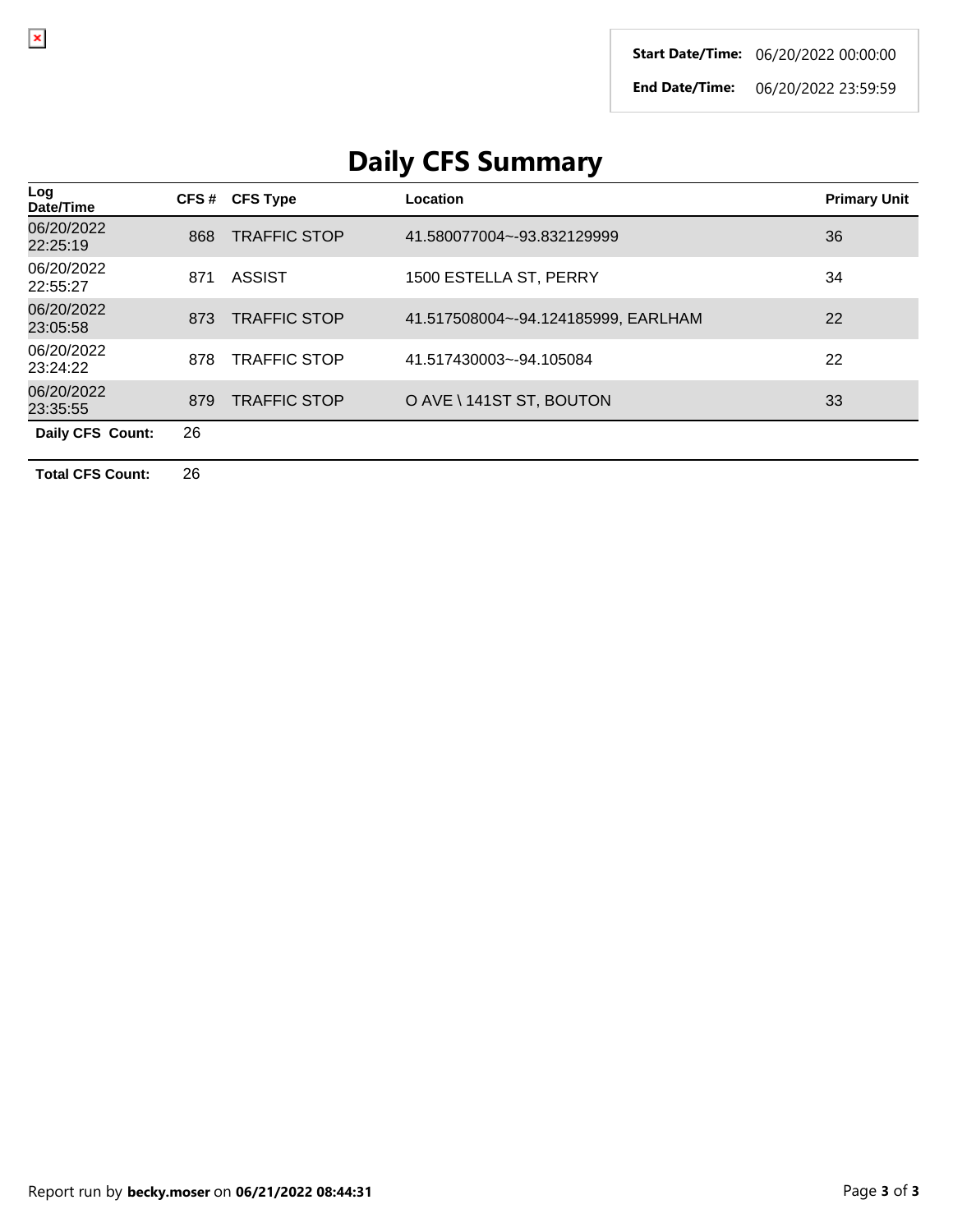**Start Date/Time:** 06/20/2022 00:00:00

**End Date/Time:** 06/20/2022 23:59:59

# Daily CFS Summary

| Log Date/Time | CFS # | CFS Type | Location | Primary Unit |
|---|---|---|---|---|
| 06/20/2022 22:25:19 | 868 | TRAFFIC STOP | 41.580077004~-93.832129999 | 36 |
| 06/20/2022 22:55:27 | 871 | ASSIST | 1500 ESTELLA ST, PERRY | 34 |
| 06/20/2022 23:05:58 | 873 | TRAFFIC STOP | 41.517508004~-94.124185999, EARLHAM | 22 |
| 06/20/2022 23:24:22 | 878 | TRAFFIC STOP | 41.517430003~-94.105084 | 22 |
| 06/20/2022 23:35:55 | 879 | TRAFFIC STOP | O AVE \ 141ST ST, BOUTON | 33 |

**Daily CFS Count:** 26

**Total CFS Count:** 26

Report run by **becky.moser** on **06/21/2022 08:44:31**